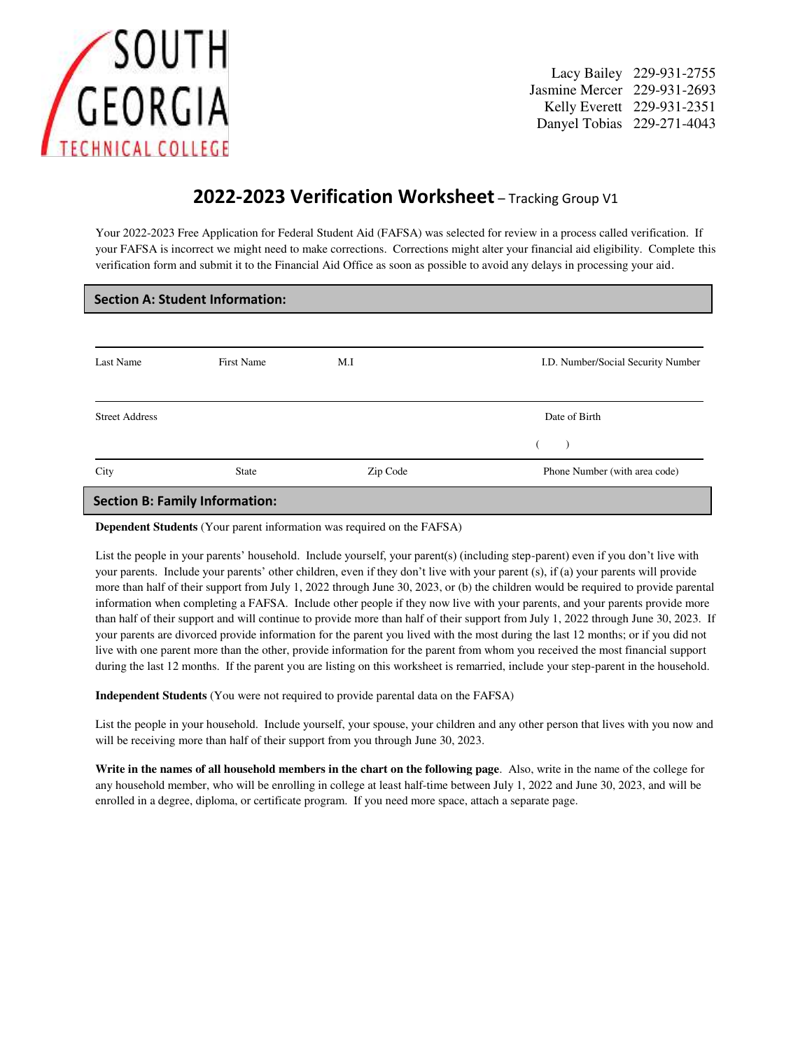SOUTH GEORGIA TECHNICAL COLLEGE

| | |
|---|---|
| Lacy Bailey | 229-931-2755 |
| Jasmine Mercer | 229-931-2693 |
| Kelly Everett | 229-931-2351 |
| Danyel Tobias | 229-271-4043 |

# 2022-2023 Verification Worksheet – Tracking Group V1

Your 2022-2023 Free Application for Federal Student Aid (FAFSA) was selected for review in a process called verification. If your FAFSA is incorrect we might need to make corrections. Corrections might alter your financial aid eligibility. Complete this verification form and submit it to the Financial Aid Office as soon as possible to avoid any delays in processing your aid.

## Section A: Student Information:

| Last Name | First Name | M.I | I.D. Number/Social Security Number |
|---|---|---|---|
| | | | |

| Street Address | Date of Birth |
|---|---|
| | |

| City | State | Zip Code | Phone Number (with area code) |
|---|---|---|---|
| | | | (    ) |

## Section B: Family Information:

**Dependent Students** (Your parent information was required on the FAFSA)

List the people in your parents' household. Include yourself, your parent(s) (including step-parent) even if you don't live with your parents. Include your parents' other children, even if they don't live with your parent (s), if (a) your parents will provide more than half of their support from July 1, 2022 through June 30, 2023, or (b) the children would be required to provide parental information when completing a FAFSA. Include other people if they now live with your parents, and your parents provide more than half of their support and will continue to provide more than half of their support from July 1, 2022 through June 30, 2023. If your parents are divorced provide information for the parent you lived with the most during the last 12 months; or if you did not live with one parent more than the other, provide information for the parent from whom you received the most financial support during the last 12 months. If the parent you are listing on this worksheet is remarried, include your step-parent in the household.

**Independent Students** (You were not required to provide parental data on the FAFSA)

List the people in your household. Include yourself, your spouse, your children and any other person that lives with you now and will be receiving more than half of their support from you through June 30, 2023.

**Write in the names of all household members in the chart on the following page**. Also, write in the name of the college for any household member, who will be enrolling in college at least half-time between July 1, 2022 and June 30, 2023, and will be enrolled in a degree, diploma, or certificate program. If you need more space, attach a separate page.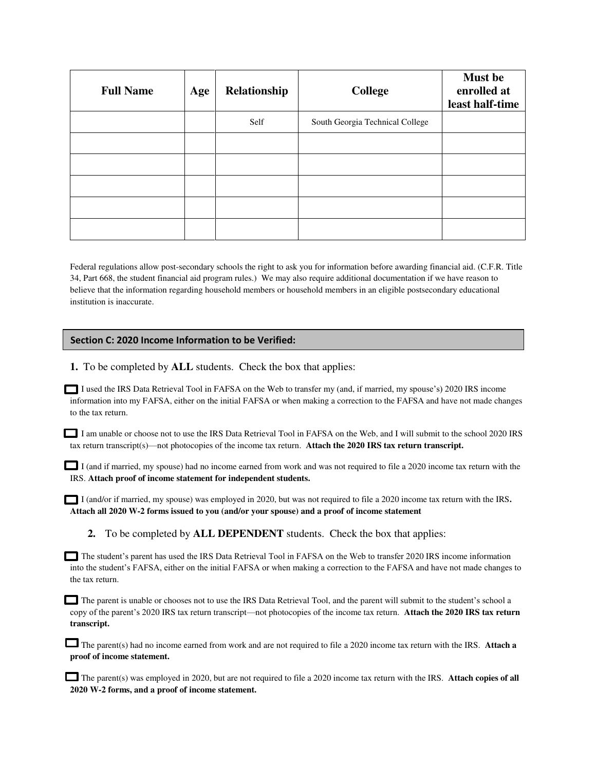| Full Name | Age | Relationship | College | Must be enrolled at least half-time |
|---|---|---|---|---|
| | | Self | South Georgia Technical College | |
| | | | | |
| | | | | |
| | | | | |
| | | | | |
| | | | | |

Federal regulations allow post-secondary schools the right to ask you for information before awarding financial aid. (C.F.R. Title 34, Part 668, the student financial aid program rules.) We may also require additional documentation if we have reason to believe that the information regarding household members or household members in an eligible postsecondary educational institution is inaccurate.

## Section C: 2020 Income Information to be Verified:

**1.** To be completed by **ALL** students. Check the box that applies:

☐ I used the IRS Data Retrieval Tool in FAFSA on the Web to transfer my (and, if married, my spouse's) 2020 IRS income information into my FAFSA, either on the initial FAFSA or when making a correction to the FAFSA and have not made changes to the tax return.

☐ I am unable or choose not to use the IRS Data Retrieval Tool in FAFSA on the Web, and I will submit to the school 2020 IRS tax return transcript(s)—not photocopies of the income tax return. **Attach the 2020 IRS tax return transcript.**

☐ I (and if married, my spouse) had no income earned from work and was not required to file a 2020 income tax return with the IRS. **Attach proof of income statement for independent students.**

☐ I (and/or if married, my spouse) was employed in 2020, but was not required to file a 2020 income tax return with the IRS**. Attach all 2020 W-2 forms issued to you (and/or your spouse) and a proof of income statement**

**2.** To be completed by **ALL DEPENDENT** students. Check the box that applies:

☐ The student's parent has used the IRS Data Retrieval Tool in FAFSA on the Web to transfer 2020 IRS income information into the student's FAFSA, either on the initial FAFSA or when making a correction to the FAFSA and have not made changes to the tax return.

☐ The parent is unable or chooses not to use the IRS Data Retrieval Tool, and the parent will submit to the student's school a copy of the parent's 2020 IRS tax return transcript—not photocopies of the income tax return. **Attach the 2020 IRS tax return transcript.**

☐ The parent(s) had no income earned from work and are not required to file a 2020 income tax return with the IRS. **Attach a proof of income statement.**

☐ The parent(s) was employed in 2020, but are not required to file a 2020 income tax return with the IRS. **Attach copies of all 2020 W-2 forms, and a proof of income statement.**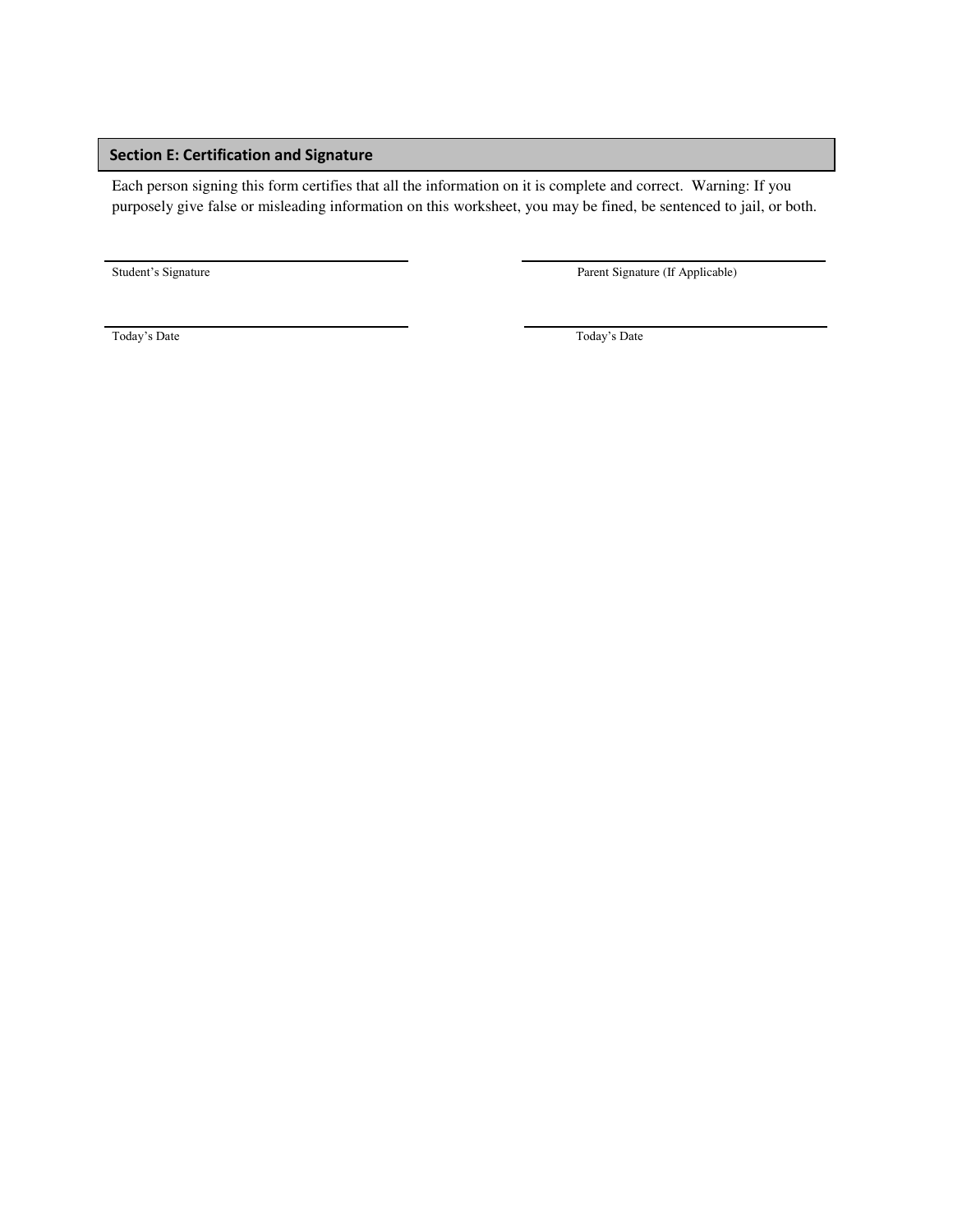## Section E: Certification and Signature

Each person signing this form certifies that all the information on it is complete and correct. Warning: If you purposely give false or misleading information on this worksheet, you may be fined, be sentenced to jail, or both.

| | |
|---|---|
| \_\_\_\_\_\_\_\_\_\_\_\_\_\_\_\_\_\_\_\_\_\_\_\_\_\_\_\_\_\_ | \_\_\_\_\_\_\_\_\_\_\_\_\_\_\_\_\_\_\_\_\_\_\_\_\_\_\_\_\_\_ |
| Student's Signature | Parent Signature (If Applicable) |
| \_\_\_\_\_\_\_\_\_\_\_\_\_\_\_\_\_\_\_\_\_\_\_\_\_\_\_\_\_\_ | \_\_\_\_\_\_\_\_\_\_\_\_\_\_\_\_\_\_\_\_\_\_\_\_\_\_\_\_\_\_ |
| Today's Date | Today's Date |